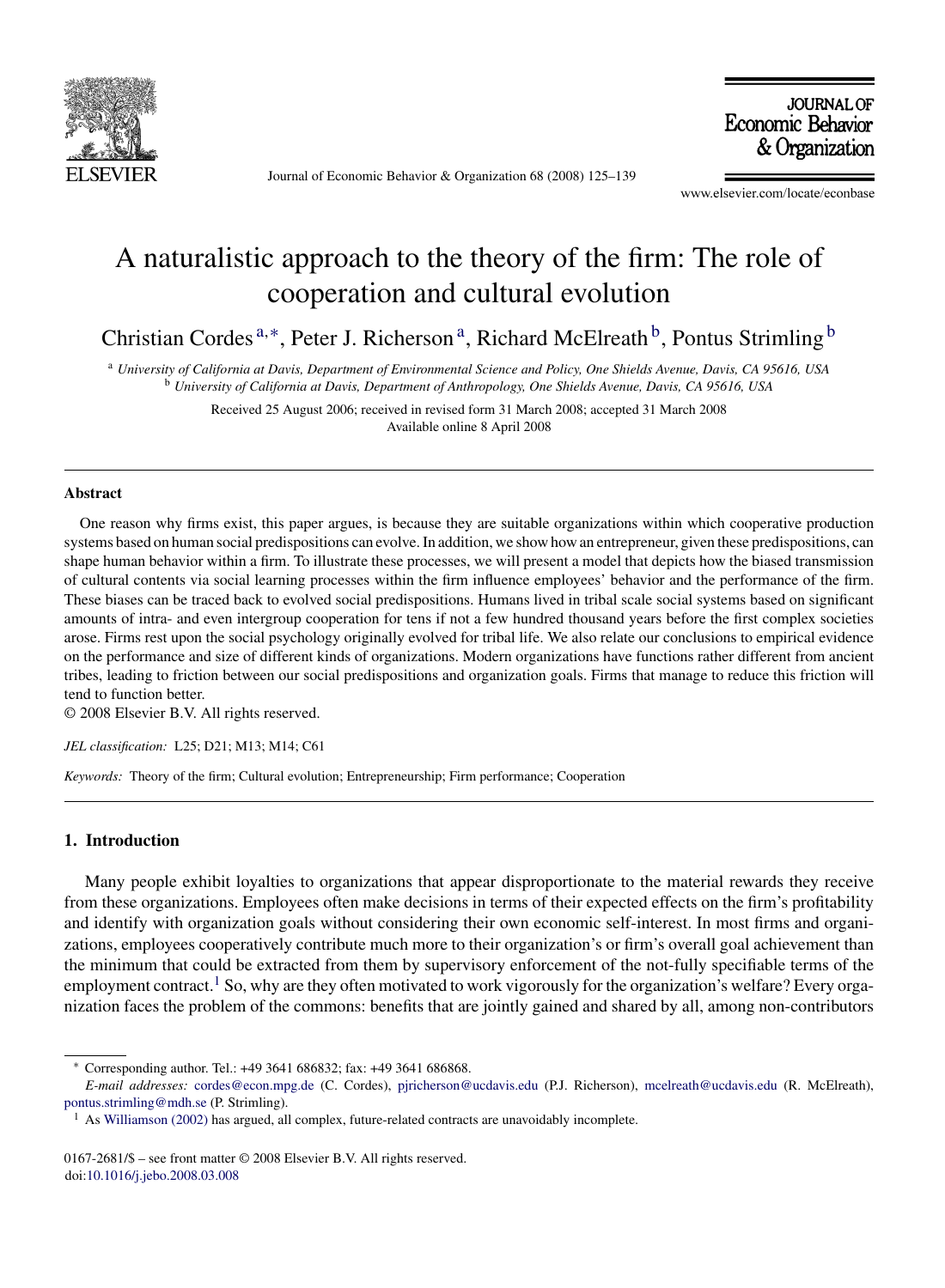# A naturalistic approach to the theory of the firm: The role of cooperation and cultural evolution

Christian Cordes [a,*], Peter J. Richerson [a], Richard McElreath [b], Pontus Strimling [b]

[a] *University of California at Davis, Department of Environmental Science and Policy, One Shields Avenue, Davis, CA 95616, USA*
[b] *University of California at Davis, Department of Anthropology, One Shields Avenue, Davis, CA 95616, USA*

Received 25 August 2006; received in revised form 31 March 2008; accepted 31 March 2008
Available online 8 April 2008

## Abstract

One reason why firms exist, this paper argues, is because they are suitable organizations within which cooperative production systems based on human social predispositions can evolve. In addition, we show how an entrepreneur, given these predispositions, can shape human behavior within a firm. To illustrate these processes, we will present a model that depicts how the biased transmission of cultural contents via social learning processes within the firm influence employees' behavior and the performance of the firm. These biases can be traced back to evolved social predispositions. Humans lived in tribal scale social systems based on significant amounts of intra- and even intergroup cooperation for tens if not a few hundred thousand years before the first complex societies arose. Firms rest upon the social psychology originally evolved for tribal life. We also relate our conclusions to empirical evidence on the performance and size of different kinds of organizations. Modern organizations have functions rather different from ancient tribes, leading to friction between our social predispositions and organization goals. Firms that manage to reduce this friction will tend to function better.

© 2008 Elsevier B.V. All rights reserved.

*JEL classification:* L25; D21; M13; M14; C61

*Keywords:* Theory of the firm; Cultural evolution; Entrepreneurship; Firm performance; Cooperation

## 1. Introduction

Many people exhibit loyalties to organizations that appear disproportionate to the material rewards they receive from these organizations. Employees often make decisions in terms of their expected effects on the firm's profitability and identify with organization goals without considering their own economic self-interest. In most firms and organizations, employees cooperatively contribute much more to their organization's or firm's overall goal achievement than the minimum that could be extracted from them by supervisory enforcement of the not-fully specifiable terms of the employment contract.[1] So, why are they often motivated to work vigorously for the organization's welfare? Every organization faces the problem of the commons: benefits that are jointly gained and shared by all, among non-contributors

---

* Corresponding author. Tel.: +49 3641 686832; fax: +49 3641 686868.
*E-mail addresses:* cordes@econ.mpg.de (C. Cordes), pjricherson@ucdavis.edu (P.J. Richerson), mcelreath@ucdavis.edu (R. McElreath), pontus.strimling@mdh.se (P. Strimling).

[1] As Williamson (2002) has argued, all complex, future-related contracts are unavoidably incomplete.

0167-2681/$ – see front matter © 2008 Elsevier B.V. All rights reserved.
doi:10.1016/j.jebo.2008.03.008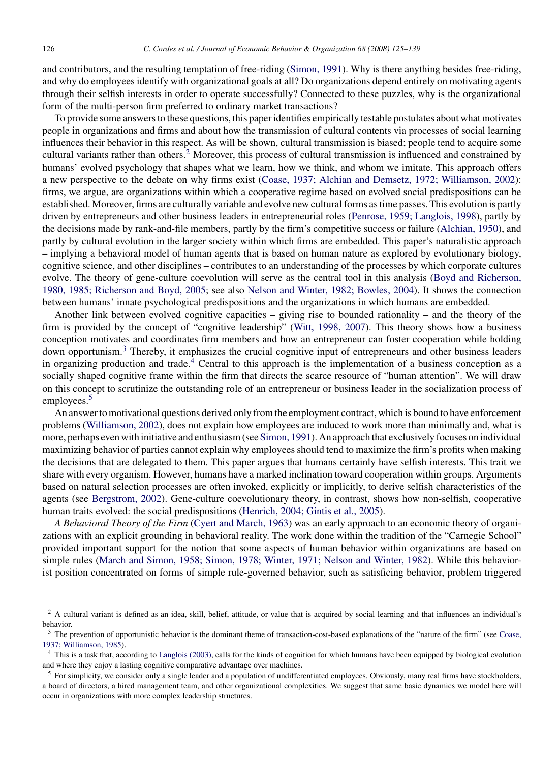and contributors, and the resulting temptation of free-riding (Simon, 1991). Why is there anything besides free-riding, and why do employees identify with organizational goals at all? Do organizations depend entirely on motivating agents through their selfish interests in order to operate successfully? Connected to these puzzles, why is the organizational form of the multi-person firm preferred to ordinary market transactions?

To provide some answers to these questions, this paper identifies empirically testable postulates about what motivates people in organizations and firms and about how the transmission of cultural contents via processes of social learning influences their behavior in this respect. As will be shown, cultural transmission is biased; people tend to acquire some cultural variants rather than others.[2] Moreover, this process of cultural transmission is influenced and constrained by humans' evolved psychology that shapes what we learn, how we think, and whom we imitate. This approach offers a new perspective to the debate on why firms exist (Coase, 1937; Alchian and Demsetz, 1972; Williamson, 2002): firms, we argue, are organizations within which a cooperative regime based on evolved social predispositions can be established. Moreover, firms are culturally variable and evolve new cultural forms as time passes. This evolution is partly driven by entrepreneurs and other business leaders in entrepreneurial roles (Penrose, 1959; Langlois, 1998), partly by the decisions made by rank-and-file members, partly by the firm's competitive success or failure (Alchian, 1950), and partly by cultural evolution in the larger society within which firms are embedded. This paper's naturalistic approach – implying a behavioral model of human agents that is based on human nature as explored by evolutionary biology, cognitive science, and other disciplines – contributes to an understanding of the processes by which corporate cultures evolve. The theory of gene-culture coevolution will serve as the central tool in this analysis (Boyd and Richerson, 1980, 1985; Richerson and Boyd, 2005; see also Nelson and Winter, 1982; Bowles, 2004). It shows the connection between humans' innate psychological predispositions and the organizations in which humans are embedded.

Another link between evolved cognitive capacities – giving rise to bounded rationality – and the theory of the firm is provided by the concept of "cognitive leadership" (Witt, 1998, 2007). This theory shows how a business conception motivates and coordinates firm members and how an entrepreneur can foster cooperation while holding down opportunism.[3] Thereby, it emphasizes the crucial cognitive input of entrepreneurs and other business leaders in organizing production and trade.[4] Central to this approach is the implementation of a business conception as a socially shaped cognitive frame within the firm that directs the scarce resource of "human attention". We will draw on this concept to scrutinize the outstanding role of an entrepreneur or business leader in the socialization process of employees.[5]

An answer to motivational questions derived only from the employment contract, which is bound to have enforcement problems (Williamson, 2002), does not explain how employees are induced to work more than minimally and, what is more, perhaps even with initiative and enthusiasm (see Simon, 1991). An approach that exclusively focuses on individual maximizing behavior of parties cannot explain why employees should tend to maximize the firm's profits when making the decisions that are delegated to them. This paper argues that humans certainly have selfish interests. This trait we share with every organism. However, humans have a marked inclination toward cooperation within groups. Arguments based on natural selection processes are often invoked, explicitly or implicitly, to derive selfish characteristics of the agents (see Bergstrom, 2002). Gene-culture coevolutionary theory, in contrast, shows how non-selfish, cooperative human traits evolved: the social predispositions (Henrich, 2004; Gintis et al., 2005).

*A Behavioral Theory of the Firm* (Cyert and March, 1963) was an early approach to an economic theory of organizations with an explicit grounding in behavioral reality. The work done within the tradition of the "Carnegie School" provided important support for the notion that some aspects of human behavior within organizations are based on simple rules (March and Simon, 1958; Simon, 1978; Winter, 1971; Nelson and Winter, 1982). While this behaviorist position concentrated on forms of simple rule-governed behavior, such as satisficing behavior, problem triggered

---

[2] A cultural variant is defined as an idea, skill, belief, attitude, or value that is acquired by social learning and that influences an individual's behavior.

[3] The prevention of opportunistic behavior is the dominant theme of transaction-cost-based explanations of the "nature of the firm" (see Coase, 1937; Williamson, 1985).

[4] This is a task that, according to Langlois (2003), calls for the kinds of cognition for which humans have been equipped by biological evolution and where they enjoy a lasting cognitive comparative advantage over machines.

[5] For simplicity, we consider only a single leader and a population of undifferentiated employees. Obviously, many real firms have stockholders, a board of directors, a hired management team, and other organizational complexities. We suggest that same basic dynamics we model here will occur in organizations with more complex leadership structures.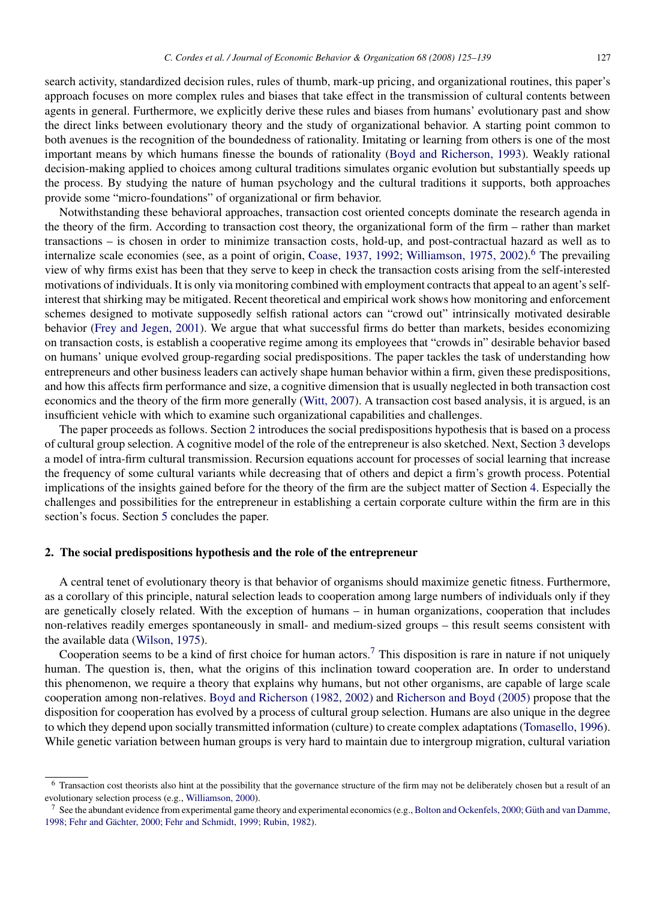search activity, standardized decision rules, rules of thumb, mark-up pricing, and organizational routines, this paper's approach focuses on more complex rules and biases that take effect in the transmission of cultural contents between agents in general. Furthermore, we explicitly derive these rules and biases from humans' evolutionary past and show the direct links between evolutionary theory and the study of organizational behavior. A starting point common to both avenues is the recognition of the boundedness of rationality. Imitating or learning from others is one of the most important means by which humans finesse the bounds of rationality (Boyd and Richerson, 1993). Weakly rational decision-making applied to choices among cultural traditions simulates organic evolution but substantially speeds up the process. By studying the nature of human psychology and the cultural traditions it supports, both approaches provide some "micro-foundations" of organizational or firm behavior.

Notwithstanding these behavioral approaches, transaction cost oriented concepts dominate the research agenda in the theory of the firm. According to transaction cost theory, the organizational form of the firm – rather than market transactions – is chosen in order to minimize transaction costs, hold-up, and post-contractual hazard as well as to internalize scale economies (see, as a point of origin, Coase, 1937, 1992; Williamson, 1975, 2002).[6] The prevailing view of why firms exist has been that they serve to keep in check the transaction costs arising from the self-interested motivations of individuals. It is only via monitoring combined with employment contracts that appeal to an agent's self-interest that shirking may be mitigated. Recent theoretical and empirical work shows how monitoring and enforcement schemes designed to motivate supposedly selfish rational actors can "crowd out" intrinsically motivated desirable behavior (Frey and Jegen, 2001). We argue that what successful firms do better than markets, besides economizing on transaction costs, is establish a cooperative regime among its employees that "crowds in" desirable behavior based on humans' unique evolved group-regarding social predispositions. The paper tackles the task of understanding how entrepreneurs and other business leaders can actively shape human behavior within a firm, given these predispositions, and how this affects firm performance and size, a cognitive dimension that is usually neglected in both transaction cost economics and the theory of the firm more generally (Witt, 2007). A transaction cost based analysis, it is argued, is an insufficient vehicle with which to examine such organizational capabilities and challenges.

The paper proceeds as follows. Section 2 introduces the social predispositions hypothesis that is based on a process of cultural group selection. A cognitive model of the role of the entrepreneur is also sketched. Next, Section 3 develops a model of intra-firm cultural transmission. Recursion equations account for processes of social learning that increase the frequency of some cultural variants while decreasing that of others and depict a firm's growth process. Potential implications of the insights gained before for the theory of the firm are the subject matter of Section 4. Especially the challenges and possibilities for the entrepreneur in establishing a certain corporate culture within the firm are in this section's focus. Section 5 concludes the paper.

## 2. The social predispositions hypothesis and the role of the entrepreneur

A central tenet of evolutionary theory is that behavior of organisms should maximize genetic fitness. Furthermore, as a corollary of this principle, natural selection leads to cooperation among large numbers of individuals only if they are genetically closely related. With the exception of humans – in human organizations, cooperation that includes non-relatives readily emerges spontaneously in small- and medium-sized groups – this result seems consistent with the available data (Wilson, 1975).

Cooperation seems to be a kind of first choice for human actors.[7] This disposition is rare in nature if not uniquely human. The question is, then, what the origins of this inclination toward cooperation are. In order to understand this phenomenon, we require a theory that explains why humans, but not other organisms, are capable of large scale cooperation among non-relatives. Boyd and Richerson (1982, 2002) and Richerson and Boyd (2005) propose that the disposition for cooperation has evolved by a process of cultural group selection. Humans are also unique in the degree to which they depend upon socially transmitted information (culture) to create complex adaptations (Tomasello, 1996). While genetic variation between human groups is very hard to maintain due to intergroup migration, cultural variation

---

[6] Transaction cost theorists also hint at the possibility that the governance structure of the firm may not be deliberately chosen but a result of an evolutionary selection process (e.g., Williamson, 2000).

[7] See the abundant evidence from experimental game theory and experimental economics (e.g., Bolton and Ockenfels, 2000; Güth and van Damme, 1998; Fehr and Gächter, 2000; Fehr and Schmidt, 1999; Rubin, 1982).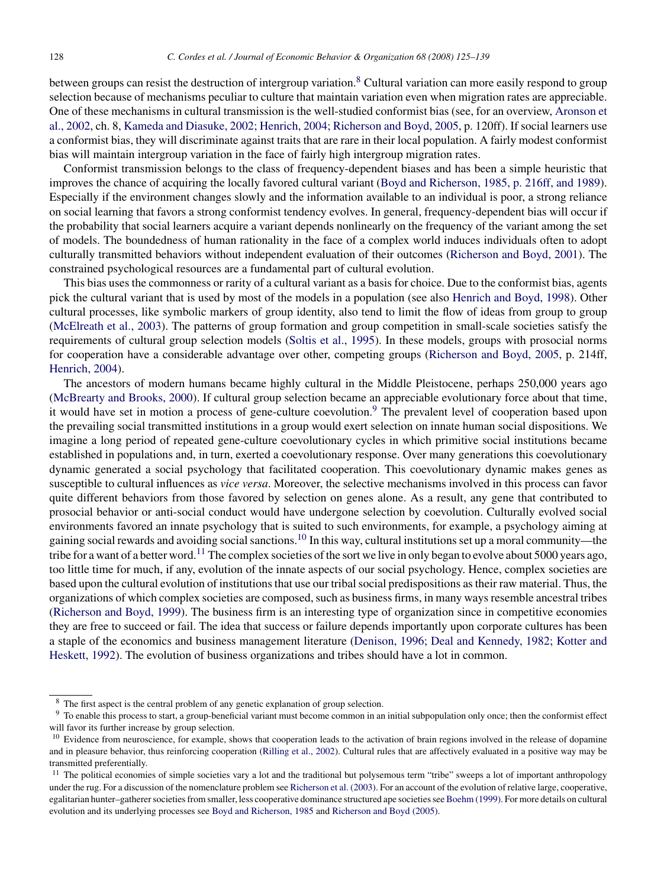between groups can resist the destruction of intergroup variation.[8] Cultural variation can more easily respond to group selection because of mechanisms peculiar to culture that maintain variation even when migration rates are appreciable. One of these mechanisms in cultural transmission is the well-studied conformist bias (see, for an overview, Aronson et al., 2002, ch. 8, Kameda and Diasuke, 2002; Henrich, 2004; Richerson and Boyd, 2005, p. 120ff). If social learners use a conformist bias, they will discriminate against traits that are rare in their local population. A fairly modest conformist bias will maintain intergroup variation in the face of fairly high intergroup migration rates.

Conformist transmission belongs to the class of frequency-dependent biases and has been a simple heuristic that improves the chance of acquiring the locally favored cultural variant (Boyd and Richerson, 1985, p. 216ff, and 1989). Especially if the environment changes slowly and the information available to an individual is poor, a strong reliance on social learning that favors a strong conformist tendency evolves. In general, frequency-dependent bias will occur if the probability that social learners acquire a variant depends nonlinearly on the frequency of the variant among the set of models. The boundedness of human rationality in the face of a complex world induces individuals often to adopt culturally transmitted behaviors without independent evaluation of their outcomes (Richerson and Boyd, 2001). The constrained psychological resources are a fundamental part of cultural evolution.

This bias uses the commonness or rarity of a cultural variant as a basis for choice. Due to the conformist bias, agents pick the cultural variant that is used by most of the models in a population (see also Henrich and Boyd, 1998). Other cultural processes, like symbolic markers of group identity, also tend to limit the flow of ideas from group to group (McElreath et al., 2003). The patterns of group formation and group competition in small-scale societies satisfy the requirements of cultural group selection models (Soltis et al., 1995). In these models, groups with prosocial norms for cooperation have a considerable advantage over other, competing groups (Richerson and Boyd, 2005, p. 214ff, Henrich, 2004).

The ancestors of modern humans became highly cultural in the Middle Pleistocene, perhaps 250,000 years ago (McBrearty and Brooks, 2000). If cultural group selection became an appreciable evolutionary force about that time, it would have set in motion a process of gene-culture coevolution.[9] The prevalent level of cooperation based upon the prevailing social transmitted institutions in a group would exert selection on innate human social dispositions. We imagine a long period of repeated gene-culture coevolutionary cycles in which primitive social institutions became established in populations and, in turn, exerted a coevolutionary response. Over many generations this coevolutionary dynamic generated a social psychology that facilitated cooperation. This coevolutionary dynamic makes genes as susceptible to cultural influences as *vice versa*. Moreover, the selective mechanisms involved in this process can favor quite different behaviors from those favored by selection on genes alone. As a result, any gene that contributed to prosocial behavior or anti-social conduct would have undergone selection by coevolution. Culturally evolved social environments favored an innate psychology that is suited to such environments, for example, a psychology aiming at gaining social rewards and avoiding social sanctions.[10] In this way, cultural institutions set up a moral community—the tribe for a want of a better word.[11] The complex societies of the sort we live in only began to evolve about 5000 years ago, too little time for much, if any, evolution of the innate aspects of our social psychology. Hence, complex societies are based upon the cultural evolution of institutions that use our tribal social predispositions as their raw material. Thus, the organizations of which complex societies are composed, such as business firms, in many ways resemble ancestral tribes (Richerson and Boyd, 1999). The business firm is an interesting type of organization since in competitive economies they are free to succeed or fail. The idea that success or failure depends importantly upon corporate cultures has been a staple of the economics and business management literature (Denison, 1996; Deal and Kennedy, 1982; Kotter and Heskett, 1992). The evolution of business organizations and tribes should have a lot in common.

---

[8] The first aspect is the central problem of any genetic explanation of group selection.

[9] To enable this process to start, a group-beneficial variant must become common in an initial subpopulation only once; then the conformist effect will favor its further increase by group selection.

[10] Evidence from neuroscience, for example, shows that cooperation leads to the activation of brain regions involved in the release of dopamine and in pleasure behavior, thus reinforcing cooperation (Rilling et al., 2002). Cultural rules that are affectively evaluated in a positive way may be transmitted preferentially.

[11] The political economies of simple societies vary a lot and the traditional but polysemous term "tribe" sweeps a lot of important anthropology under the rug. For a discussion of the nomenclature problem see Richerson et al. (2003). For an account of the evolution of relative large, cooperative, egalitarian hunter–gatherer societies from smaller, less cooperative dominance structured ape societies see Boehm (1999). For more details on cultural evolution and its underlying processes see Boyd and Richerson, 1985 and Richerson and Boyd (2005).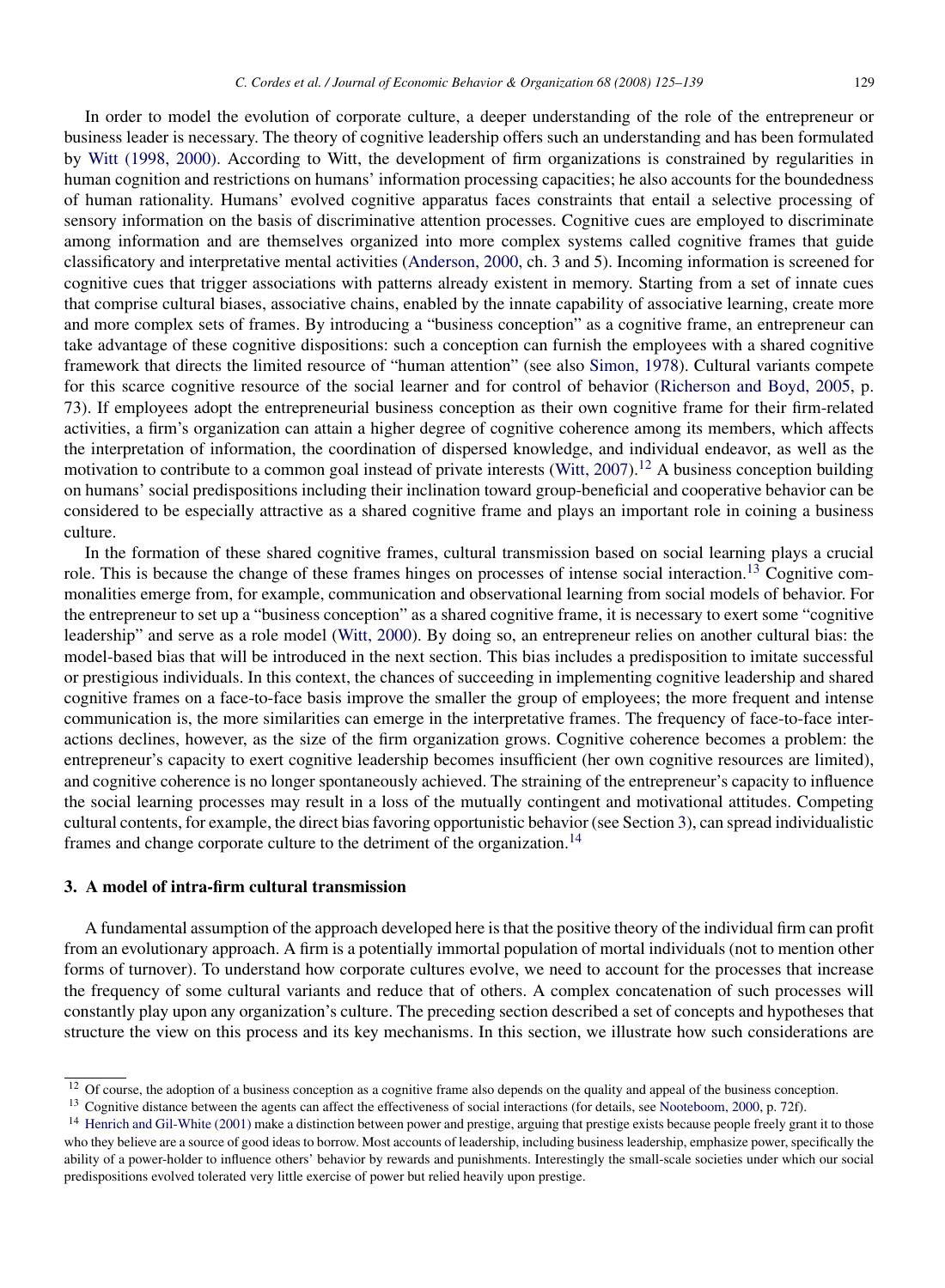In order to model the evolution of corporate culture, a deeper understanding of the role of the entrepreneur or business leader is necessary. The theory of cognitive leadership offers such an understanding and has been formulated by Witt (1998, 2000). According to Witt, the development of firm organizations is constrained by regularities in human cognition and restrictions on humans' information processing capacities; he also accounts for the boundedness of human rationality. Humans' evolved cognitive apparatus faces constraints that entail a selective processing of sensory information on the basis of discriminative attention processes. Cognitive cues are employed to discriminate among information and are themselves organized into more complex systems called cognitive frames that guide classificatory and interpretative mental activities (Anderson, 2000, ch. 3 and 5). Incoming information is screened for cognitive cues that trigger associations with patterns already existent in memory. Starting from a set of innate cues that comprise cultural biases, associative chains, enabled by the innate capability of associative learning, create more and more complex sets of frames. By introducing a "business conception" as a cognitive frame, an entrepreneur can take advantage of these cognitive dispositions: such a conception can furnish the employees with a shared cognitive framework that directs the limited resource of "human attention" (see also Simon, 1978). Cultural variants compete for this scarce cognitive resource of the social learner and for control of behavior (Richerson and Boyd, 2005, p. 73). If employees adopt the entrepreneurial business conception as their own cognitive frame for their firm-related activities, a firm's organization can attain a higher degree of cognitive coherence among its members, which affects the interpretation of information, the coordination of dispersed knowledge, and individual endeavor, as well as the motivation to contribute to a common goal instead of private interests (Witt, 2007).[12] A business conception building on humans' social predispositions including their inclination toward group-beneficial and cooperative behavior can be considered to be especially attractive as a shared cognitive frame and plays an important role in coining a business culture.

In the formation of these shared cognitive frames, cultural transmission based on social learning plays a crucial role. This is because the change of these frames hinges on processes of intense social interaction.[13] Cognitive commonalities emerge from, for example, communication and observational learning from social models of behavior. For the entrepreneur to set up a "business conception" as a shared cognitive frame, it is necessary to exert some "cognitive leadership" and serve as a role model (Witt, 2000). By doing so, an entrepreneur relies on another cultural bias: the model-based bias that will be introduced in the next section. This bias includes a predisposition to imitate successful or prestigious individuals. In this context, the chances of succeeding in implementing cognitive leadership and shared cognitive frames on a face-to-face basis improve the smaller the group of employees; the more frequent and intense communication is, the more similarities can emerge in the interpretative frames. The frequency of face-to-face interactions declines, however, as the size of the firm organization grows. Cognitive coherence becomes a problem: the entrepreneur's capacity to exert cognitive leadership becomes insufficient (her own cognitive resources are limited), and cognitive coherence is no longer spontaneously achieved. The straining of the entrepreneur's capacity to influence the social learning processes may result in a loss of the mutually contingent and motivational attitudes. Competing cultural contents, for example, the direct bias favoring opportunistic behavior (see Section 3), can spread individualistic frames and change corporate culture to the detriment of the organization.[14]

## 3. A model of intra-firm cultural transmission

A fundamental assumption of the approach developed here is that the positive theory of the individual firm can profit from an evolutionary approach. A firm is a potentially immortal population of mortal individuals (not to mention other forms of turnover). To understand how corporate cultures evolve, we need to account for the processes that increase the frequency of some cultural variants and reduce that of others. A complex concatenation of such processes will constantly play upon any organization's culture. The preceding section described a set of concepts and hypotheses that structure the view on this process and its key mechanisms. In this section, we illustrate how such considerations are

---

[12] Of course, the adoption of a business conception as a cognitive frame also depends on the quality and appeal of the business conception.

[13] Cognitive distance between the agents can affect the effectiveness of social interactions (for details, see Nooteboom, 2000, p. 72f).

[14] Henrich and Gil-White (2001) make a distinction between power and prestige, arguing that prestige exists because people freely grant it to those who they believe are a source of good ideas to borrow. Most accounts of leadership, including business leadership, emphasize power, specifically the ability of a power-holder to influence others' behavior by rewards and punishments. Interestingly the small-scale societies under which our social predispositions evolved tolerated very little exercise of power but relied heavily upon prestige.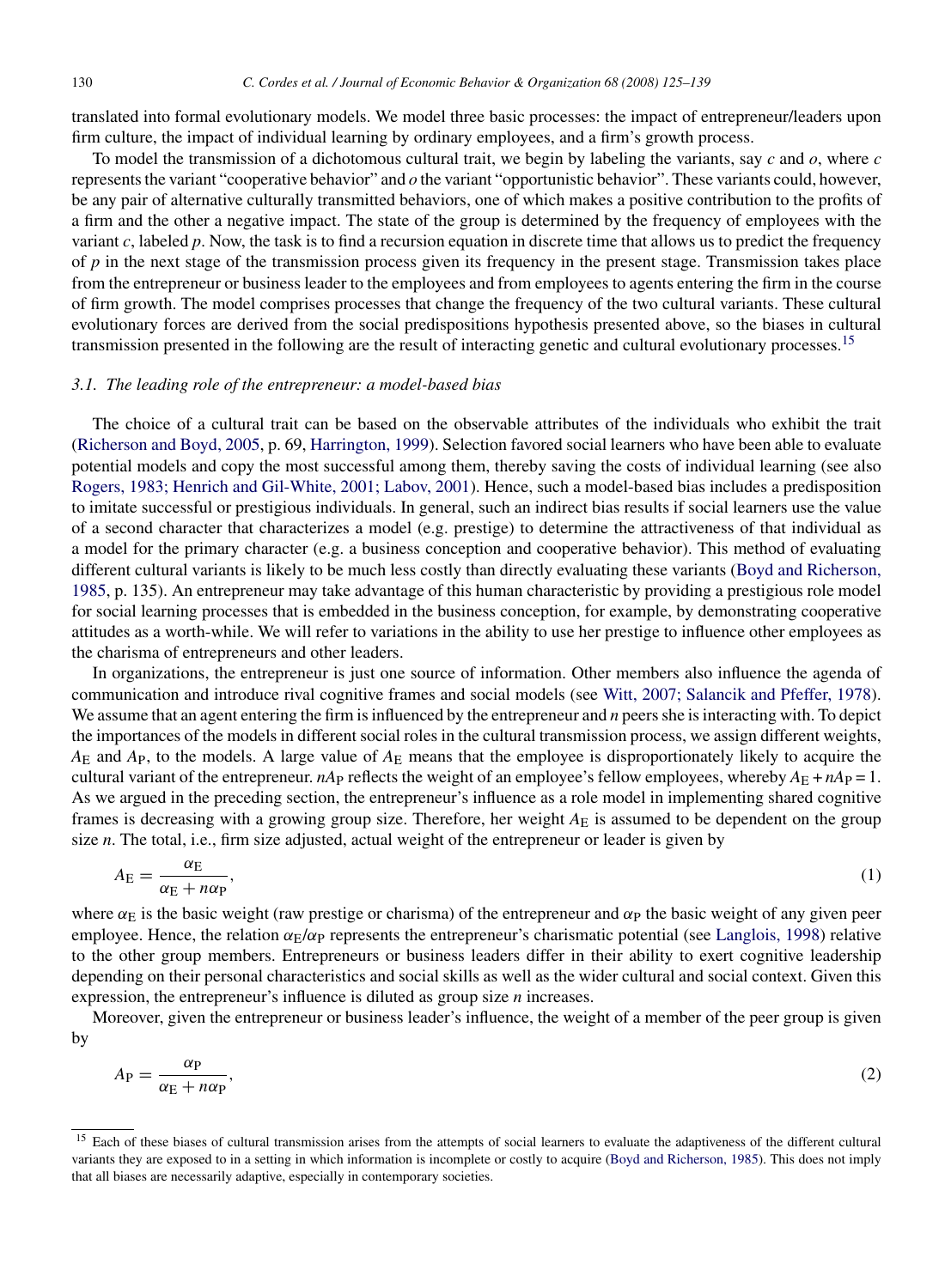translated into formal evolutionary models. We model three basic processes: the impact of entrepreneur/leaders upon firm culture, the impact of individual learning by ordinary employees, and a firm's growth process.

To model the transmission of a dichotomous cultural trait, we begin by labeling the variants, say $c$ and $o$, where $c$ represents the variant "cooperative behavior" and $o$ the variant "opportunistic behavior". These variants could, however, be any pair of alternative culturally transmitted behaviors, one of which makes a positive contribution to the profits of a firm and the other a negative impact. The state of the group is determined by the frequency of employees with the variant $c$, labeled $p$. Now, the task is to find a recursion equation in discrete time that allows us to predict the frequency of $p$ in the next stage of the transmission process given its frequency in the present stage. Transmission takes place from the entrepreneur or business leader to the employees and from employees to agents entering the firm in the course of firm growth. The model comprises processes that change the frequency of the two cultural variants. These cultural evolutionary forces are derived from the social predispositions hypothesis presented above, so the biases in cultural transmission presented in the following are the result of interacting genetic and cultural evolutionary processes.[15]

### *3.1. The leading role of the entrepreneur: a model-based bias*

The choice of a cultural trait can be based on the observable attributes of the individuals who exhibit the trait (Richerson and Boyd, 2005, p. 69, Harrington, 1999). Selection favored social learners who have been able to evaluate potential models and copy the most successful among them, thereby saving the costs of individual learning (see also Rogers, 1983; Henrich and Gil-White, 2001; Labov, 2001). Hence, such a model-based bias includes a predisposition to imitate successful or prestigious individuals. In general, such an indirect bias results if social learners use the value of a second character that characterizes a model (e.g. prestige) to determine the attractiveness of that individual as a model for the primary character (e.g. a business conception and cooperative behavior). This method of evaluating different cultural variants is likely to be much less costly than directly evaluating these variants (Boyd and Richerson, 1985, p. 135). An entrepreneur may take advantage of this human characteristic by providing a prestigious role model for social learning processes that is embedded in the business conception, for example, by demonstrating cooperative attitudes as a worth-while. We will refer to variations in the ability to use her prestige to influence other employees as the charisma of entrepreneurs and other leaders.

In organizations, the entrepreneur is just one source of information. Other members also influence the agenda of communication and introduce rival cognitive frames and social models (see Witt, 2007; Salancik and Pfeffer, 1978). We assume that an agent entering the firm is influenced by the entrepreneur and $n$ peers she is interacting with. To depict the importances of the models in different social roles in the cultural transmission process, we assign different weights, $A_E$ and $A_P$, to the models. A large value of $A_E$ means that the employee is disproportionately likely to acquire the cultural variant of the entrepreneur. $nA_P$ reflects the weight of an employee's fellow employees, whereby $A_E + nA_P = 1$. As we argued in the preceding section, the entrepreneur's influence as a role model in implementing shared cognitive frames is decreasing with a growing group size. Therefore, her weight $A_E$ is assumed to be dependent on the group size $n$. The total, i.e., firm size adjusted, actual weight of the entrepreneur or leader is given by

$$A_E = \frac{\alpha_E}{\alpha_E + n\alpha_P}, \tag{1}$$

where $\alpha_E$ is the basic weight (raw prestige or charisma) of the entrepreneur and $\alpha_P$ the basic weight of any given peer employee. Hence, the relation $\alpha_E/\alpha_P$ represents the entrepreneur's charismatic potential (see Langlois, 1998) relative to the other group members. Entrepreneurs or business leaders differ in their ability to exert cognitive leadership depending on their personal characteristics and social skills as well as the wider cultural and social context. Given this expression, the entrepreneur's influence is diluted as group size $n$ increases.

Moreover, given the entrepreneur or business leader's influence, the weight of a member of the peer group is given by

$$A_P = \frac{\alpha_P}{\alpha_E + n\alpha_P}, \tag{2}$$

[15] Each of these biases of cultural transmission arises from the attempts of social learners to evaluate the adaptiveness of the different cultural variants they are exposed to in a setting in which information is incomplete or costly to acquire (Boyd and Richerson, 1985). This does not imply that all biases are necessarily adaptive, especially in contemporary societies.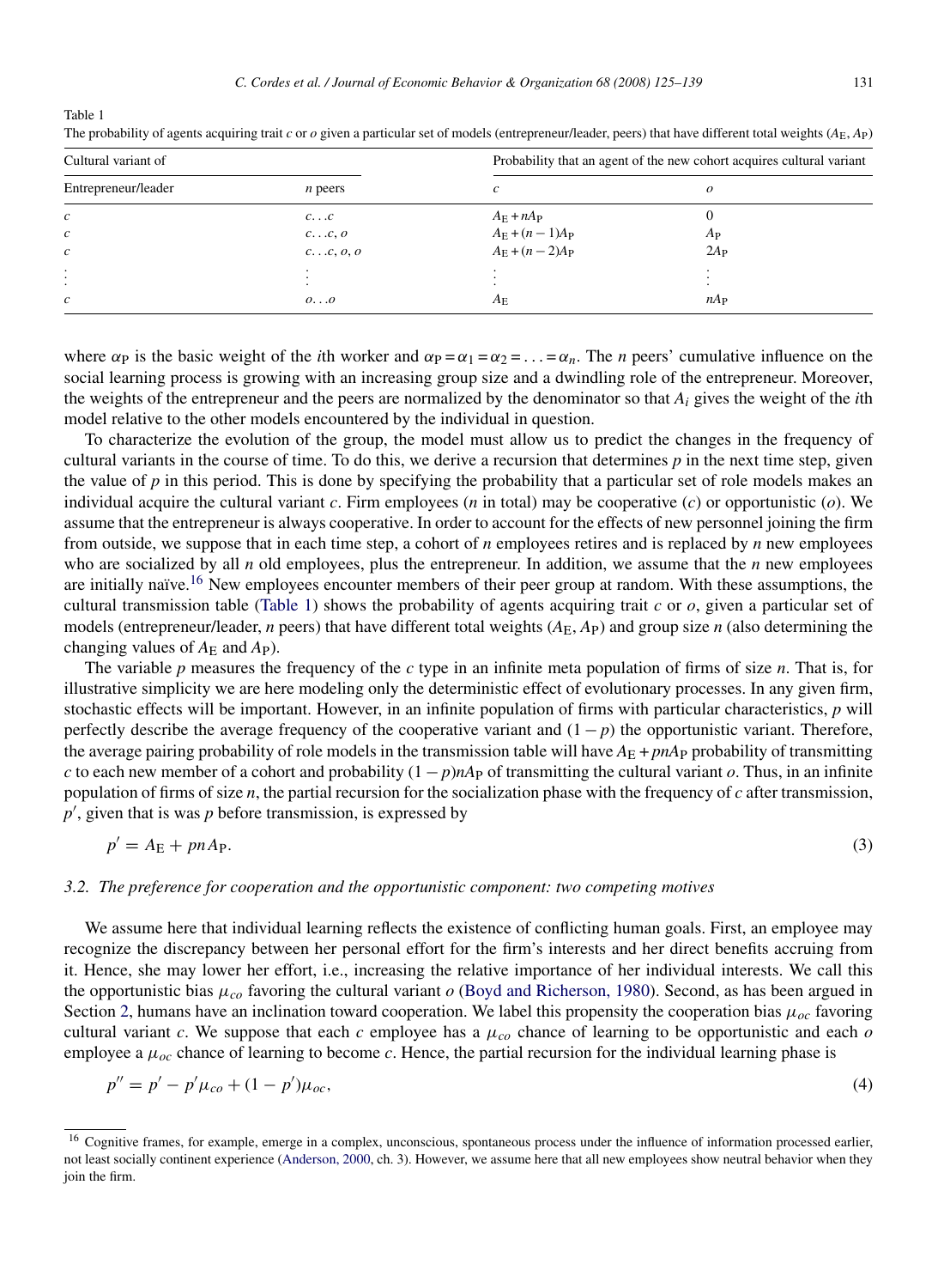Table 1

The probability of agents acquiring trait $c$ or $o$ given a particular set of models (entrepreneur/leader, peers) that have different total weights ($A_E$, $A_P$)

| Cultural variant of | | Probability that an agent of the new cohort acquires cultural variant | |
|---|---|---|---|
| Entrepreneur/leader | $n$ peers | $c$ | $o$ |
| $c$ | $c\ldots c$ | $A_E + nA_P$ | 0 |
| $c$ | $c\ldots c, o$ | $A_E + (n-1)A_P$ | $A_P$ |
| $c$ | $c\ldots c, o, o$ | $A_E + (n-2)A_P$ | $2A_P$ |
| $\vdots$ | $\vdots$ | $\vdots$ | $\vdots$ |
| $c$ | $o\ldots o$ | $A_E$ | $nA_P$ |

where $\alpha_P$ is the basic weight of the $i$th worker and $\alpha_P = \alpha_1 = \alpha_2 = \ldots = \alpha_n$. The $n$ peers' cumulative influence on the social learning process is growing with an increasing group size and a dwindling role of the entrepreneur. Moreover, the weights of the entrepreneur and the peers are normalized by the denominator so that $A_i$ gives the weight of the $i$th model relative to the other models encountered by the individual in question.

To characterize the evolution of the group, the model must allow us to predict the changes in the frequency of cultural variants in the course of time. To do this, we derive a recursion that determines $p$ in the next time step, given the value of $p$ in this period. This is done by specifying the probability that a particular set of role models makes an individual acquire the cultural variant $c$. Firm employees ($n$ in total) may be cooperative ($c$) or opportunistic ($o$). We assume that the entrepreneur is always cooperative. In order to account for the effects of new personnel joining the firm from outside, we suppose that in each time step, a cohort of $n$ employees retires and is replaced by $n$ new employees who are socialized by all $n$ old employees, plus the entrepreneur. In addition, we assume that the $n$ new employees are initially naïve.[16] New employees encounter members of their peer group at random. With these assumptions, the cultural transmission table (Table 1) shows the probability of agents acquiring trait $c$ or $o$, given a particular set of models (entrepreneur/leader, $n$ peers) that have different total weights ($A_E$, $A_P$) and group size $n$ (also determining the changing values of $A_E$ and $A_P$).

The variable $p$ measures the frequency of the $c$ type in an infinite meta population of firms of size $n$. That is, for illustrative simplicity we are here modeling only the deterministic effect of evolutionary processes. In any given firm, stochastic effects will be important. However, in an infinite population of firms with particular characteristics, $p$ will perfectly describe the average frequency of the cooperative variant and $(1 - p)$ the opportunistic variant. Therefore, the average pairing probability of role models in the transmission table will have $A_E + pnA_P$ probability of transmitting $c$ to each new member of a cohort and probability $(1 - p)nA_P$ of transmitting the cultural variant $o$. Thus, in an infinite population of firms of size $n$, the partial recursion for the socialization phase with the frequency of $c$ after transmission, $p'$, given that is was $p$ before transmission, is expressed by

$$p' = A_E + pnA_P. \tag{3}$$

### 3.2. The preference for cooperation and the opportunistic component: two competing motives

We assume here that individual learning reflects the existence of conflicting human goals. First, an employee may recognize the discrepancy between her personal effort for the firm's interests and her direct benefits accruing from it. Hence, she may lower her effort, i.e., increasing the relative importance of her individual interests. We call this the opportunistic bias $\mu_{co}$ favoring the cultural variant $o$ (Boyd and Richerson, 1980). Second, as has been argued in Section 2, humans have an inclination toward cooperation. We label this propensity the cooperation bias $\mu_{oc}$ favoring cultural variant $c$. We suppose that each $c$ employee has a $\mu_{co}$ chance of learning to be opportunistic and each $o$ employee a $\mu_{oc}$ chance of learning to become $c$. Hence, the partial recursion for the individual learning phase is

$$p'' = p' - p'\mu_{co} + (1 - p')\mu_{oc}, \tag{4}$$

[16] Cognitive frames, for example, emerge in a complex, unconscious, spontaneous process under the influence of information processed earlier, not least socially continent experience (Anderson, 2000, ch. 3). However, we assume here that all new employees show neutral behavior when they join the firm.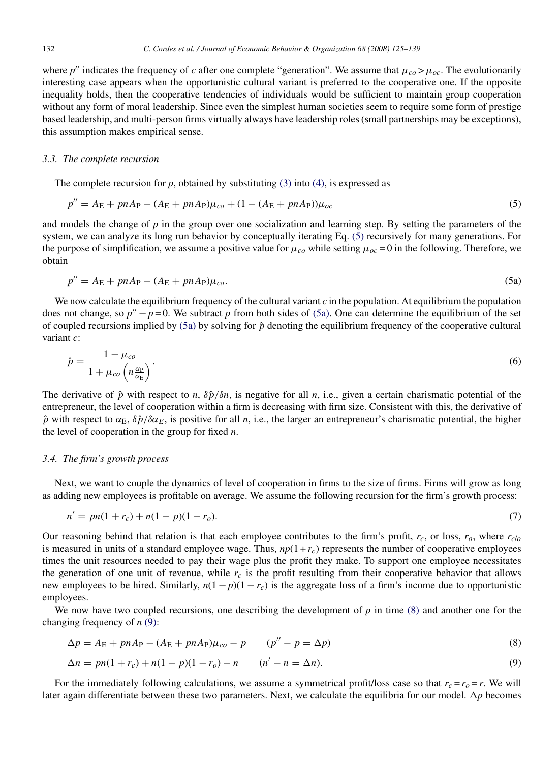where $p''$ indicates the frequency of $c$ after one complete "generation". We assume that $\mu_{co} > \mu_{oc}$. The evolutionarily interesting case appears when the opportunistic cultural variant is preferred to the cooperative one. If the opposite inequality holds, then the cooperative tendencies of individuals would be sufficient to maintain group cooperation without any form of moral leadership. Since even the simplest human societies seem to require some form of prestige based leadership, and multi-person firms virtually always have leadership roles (small partnerships may be exceptions), this assumption makes empirical sense.

### 3.3. The complete recursion

The complete recursion for $p$, obtained by substituting (3) into (4), is expressed as

$$p'' = A_{\mathrm{E}} + pnA_{\mathrm{P}} - (A_{\mathrm{E}} + pnA_{\mathrm{P}})\mu_{co} + (1 - (A_{\mathrm{E}} + pnA_{\mathrm{P}}))\mu_{oc} \tag{5}$$

and models the change of $p$ in the group over one socialization and learning step. By setting the parameters of the system, we can analyze its long run behavior by conceptually iterating Eq. (5) recursively for many generations. For the purpose of simplification, we assume a positive value for $\mu_{co}$ while setting $\mu_{oc} = 0$ in the following. Therefore, we obtain

$$p'' = A_{\mathrm{E}} + pnA_{\mathrm{P}} - (A_{\mathrm{E}} + pnA_{\mathrm{P}})\mu_{co}. \tag{5a}$$

We now calculate the equilibrium frequency of the cultural variant $c$ in the population. At equilibrium the population does not change, so $p'' - p = 0$. We subtract $p$ from both sides of (5a). One can determine the equilibrium of the set of coupled recursions implied by (5a) by solving for $\hat{p}$ denoting the equilibrium frequency of the cooperative cultural variant $c$:

$$\hat{p} = \frac{1 - \mu_{co}}{1 + \mu_{co}\left(n\frac{\alpha_{\mathrm{P}}}{\alpha_{\mathrm{E}}}\right)}. \tag{6}$$

The derivative of $\hat{p}$ with respect to $n$, $\delta\hat{p}/\delta n$, is negative for all $n$, i.e., given a certain charismatic potential of the entrepreneur, the level of cooperation within a firm is decreasing with firm size. Consistent with this, the derivative of $\hat{p}$ with respect to $\alpha_{\mathrm{E}}$, $\delta\hat{p}/\delta\alpha_E$, is positive for all $n$, i.e., the larger an entrepreneur's charismatic potential, the higher the level of cooperation in the group for fixed $n$.

### 3.4. The firm's growth process

Next, we want to couple the dynamics of level of cooperation in firms to the size of firms. Firms will grow as long as adding new employees is profitable on average. We assume the following recursion for the firm's growth process:

$$n' = pn(1 + r_c) + n(1 - p)(1 - r_o). \tag{7}$$

Our reasoning behind that relation is that each employee contributes to the firm's profit, $r_c$, or loss, $r_o$, where $r_{c/o}$ is measured in units of a standard employee wage. Thus, $np(1 + r_c)$ represents the number of cooperative employees times the unit resources needed to pay their wage plus the profit they make. To support one employee necessitates the generation of one unit of revenue, while $r_c$ is the profit resulting from their cooperative behavior that allows new employees to be hired. Similarly, $n(1 - p)(1 - r_c)$ is the aggregate loss of a firm's income due to opportunistic employees.

We now have two coupled recursions, one describing the development of $p$ in time (8) and another one for the changing frequency of $n$ (9):

$$\Delta p = A_{\mathrm{E}} + pnA_{\mathrm{P}} - (A_{\mathrm{E}} + pnA_{\mathrm{P}})\mu_{co} - p \qquad (p'' - p = \Delta p) \tag{8}$$

$$\Delta n = pn(1 + r_c) + n(1 - p)(1 - r_o) - n \qquad (n' - n = \Delta n). \tag{9}$$

For the immediately following calculations, we assume a symmetrical profit/loss case so that $r_c = r_o = r$. We will later again differentiate between these two parameters. Next, we calculate the equilibria for our model. $\Delta p$ becomes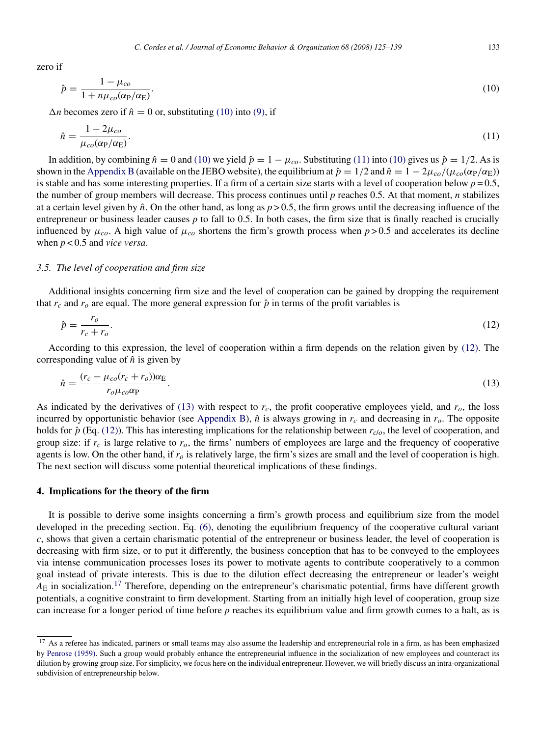zero if

$$\hat{p} = \frac{1 - \mu_{co}}{1 + n\mu_{co}(\alpha_{\mathrm{P}}/\alpha_{\mathrm{E}})}. \tag{10}$$

$\Delta n$ becomes zero if $\hat{n} = 0$ or, substituting (10) into (9), if

$$\hat{n} = \frac{1 - 2\mu_{co}}{\mu_{co}(\alpha_{\mathrm{P}}/\alpha_{\mathrm{E}})}. \tag{11}$$

In addition, by combining $\hat{n} = 0$ and (10) we yield $\hat{p} = 1 - \mu_{co}$. Substituting (11) into (10) gives us $\hat{p} = 1/2$. As is shown in the Appendix B (available on the JEBO website), the equilibrium at $\hat{p} = 1/2$ and $\hat{n} = 1 - 2\mu_{co}/(\mu_{co}(\alpha_{\mathrm{P}}/\alpha_{\mathrm{E}}))$ is stable and has some interesting properties. If a firm of a certain size starts with a level of cooperation below $p = 0.5$, the number of group members will decrease. This process continues until $p$ reaches 0.5. At that moment, $n$ stabilizes at a certain level given by $\hat{n}$. On the other hand, as long as $p > 0.5$, the firm grows until the decreasing influence of the entrepreneur or business leader causes $p$ to fall to 0.5. In both cases, the firm size that is finally reached is crucially influenced by $\mu_{co}$. A high value of $\mu_{co}$ shortens the firm's growth process when $p > 0.5$ and accelerates its decline when $p < 0.5$ and *vice versa*.

### 3.5. The level of cooperation and firm size

Additional insights concerning firm size and the level of cooperation can be gained by dropping the requirement that $r_c$ and $r_o$ are equal. The more general expression for $\hat{p}$ in terms of the profit variables is

$$\hat{p} = \frac{r_o}{r_c + r_o}. \tag{12}$$

According to this expression, the level of cooperation within a firm depends on the relation given by (12). The corresponding value of $\hat{n}$ is given by

$$\hat{n} = \frac{(r_c - \mu_{co}(r_c + r_o))\alpha_{\mathrm{E}}}{r_o \mu_{co} \alpha_{\mathrm{P}}}. \tag{13}$$

As indicated by the derivatives of (13) with respect to $r_c$, the profit cooperative employees yield, and $r_o$, the loss incurred by opportunistic behavior (see Appendix B), $\hat{n}$ is always growing in $r_c$ and decreasing in $r_o$. The opposite holds for $\hat{p}$ (Eq. (12)). This has interesting implications for the relationship between $r_{c/o}$, the level of cooperation, and group size: if $r_c$ is large relative to $r_o$, the firms' numbers of employees are large and the frequency of cooperative agents is low. On the other hand, if $r_o$ is relatively large, the firm's sizes are small and the level of cooperation is high. The next section will discuss some potential theoretical implications of these findings.

## 4. Implications for the theory of the firm

It is possible to derive some insights concerning a firm's growth process and equilibrium size from the model developed in the preceding section. Eq. (6), denoting the equilibrium frequency of the cooperative cultural variant $c$, shows that given a certain charismatic potential of the entrepreneur or business leader, the level of cooperation is decreasing with firm size, or to put it differently, the business conception that has to be conveyed to the employees via intense communication processes loses its power to motivate agents to contribute cooperatively to a common goal instead of private interests. This is due to the dilution effect decreasing the entrepreneur or leader's weight $A_{\mathrm{E}}$ in socialization.[17] Therefore, depending on the entrepreneur's charismatic potential, firms have different growth potentials, a cognitive constraint to firm development. Starting from an initially high level of cooperation, group size can increase for a longer period of time before $p$ reaches its equilibrium value and firm growth comes to a halt, as is

[17] As a referee has indicated, partners or small teams may also assume the leadership and entrepreneurial role in a firm, as has been emphasized by Penrose (1959). Such a group would probably enhance the entrepreneurial influence in the socialization of new employees and counteract its dilution by growing group size. For simplicity, we focus here on the individual entrepreneur. However, we will briefly discuss an intra-organizational subdivision of entrepreneurship below.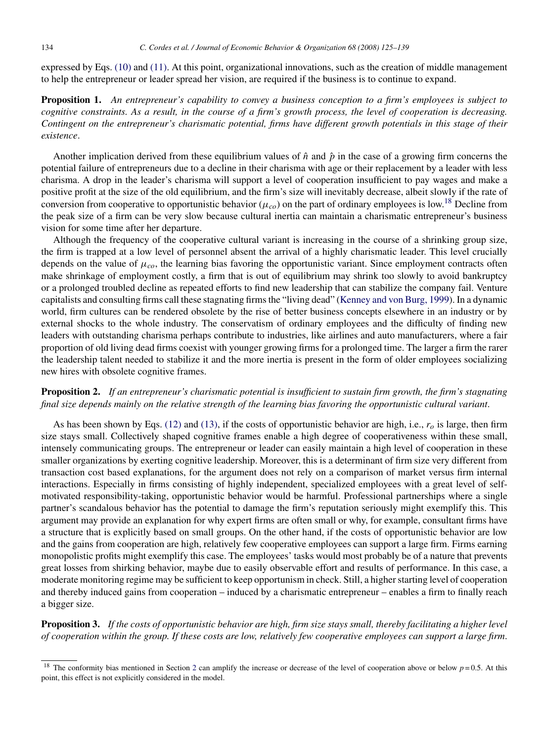expressed by Eqs. (10) and (11). At this point, organizational innovations, such as the creation of middle management to help the entrepreneur or leader spread her vision, are required if the business is to continue to expand.

**Proposition 1.** *An entrepreneur's capability to convey a business conception to a firm's employees is subject to cognitive constraints. As a result, in the course of a firm's growth process, the level of cooperation is decreasing. Contingent on the entrepreneur's charismatic potential, firms have different growth potentials in this stage of their existence.*

Another implication derived from these equilibrium values of $\hat{n}$ and $\hat{p}$ in the case of a growing firm concerns the potential failure of entrepreneurs due to a decline in their charisma with age or their replacement by a leader with less charisma. A drop in the leader's charisma will support a level of cooperation insufficient to pay wages and make a positive profit at the size of the old equilibrium, and the firm's size will inevitably decrease, albeit slowly if the rate of conversion from cooperative to opportunistic behavior ($\mu_{co}$) on the part of ordinary employees is low.[18] Decline from the peak size of a firm can be very slow because cultural inertia can maintain a charismatic entrepreneur's business vision for some time after her departure.

Although the frequency of the cooperative cultural variant is increasing in the course of a shrinking group size, the firm is trapped at a low level of personnel absent the arrival of a highly charismatic leader. This level crucially depends on the value of $\mu_{co}$, the learning bias favoring the opportunistic variant. Since employment contracts often make shrinkage of employment costly, a firm that is out of equilibrium may shrink too slowly to avoid bankruptcy or a prolonged troubled decline as repeated efforts to find new leadership that can stabilize the company fail. Venture capitalists and consulting firms call these stagnating firms the "living dead" (Kenney and von Burg, 1999). In a dynamic world, firm cultures can be rendered obsolete by the rise of better business concepts elsewhere in an industry or by external shocks to the whole industry. The conservatism of ordinary employees and the difficulty of finding new leaders with outstanding charisma perhaps contribute to industries, like airlines and auto manufacturers, where a fair proportion of old living dead firms coexist with younger growing firms for a prolonged time. The larger a firm the rarer the leadership talent needed to stabilize it and the more inertia is present in the form of older employees socializing new hires with obsolete cognitive frames.

**Proposition 2.** *If an entrepreneur's charismatic potential is insufficient to sustain firm growth, the firm's stagnating final size depends mainly on the relative strength of the learning bias favoring the opportunistic cultural variant.*

As has been shown by Eqs. (12) and (13), if the costs of opportunistic behavior are high, i.e., $r_o$ is large, then firm size stays small. Collectively shaped cognitive frames enable a high degree of cooperativeness within these small, intensely communicating groups. The entrepreneur or leader can easily maintain a high level of cooperation in these smaller organizations by exerting cognitive leadership. Moreover, this is a determinant of firm size very different from transaction cost based explanations, for the argument does not rely on a comparison of market versus firm internal interactions. Especially in firms consisting of highly independent, specialized employees with a great level of self-motivated responsibility-taking, opportunistic behavior would be harmful. Professional partnerships where a single partner's scandalous behavior has the potential to damage the firm's reputation seriously might exemplify this. This argument may provide an explanation for why expert firms are often small or why, for example, consultant firms have a structure that is explicitly based on small groups. On the other hand, if the costs of opportunistic behavior are low and the gains from cooperation are high, relatively few cooperative employees can support a large firm. Firms earning monopolistic profits might exemplify this case. The employees' tasks would most probably be of a nature that prevents great losses from shirking behavior, maybe due to easily observable effort and results of performance. In this case, a moderate monitoring regime may be sufficient to keep opportunism in check. Still, a higher starting level of cooperation and thereby induced gains from cooperation – induced by a charismatic entrepreneur – enables a firm to finally reach a bigger size.

**Proposition 3.** *If the costs of opportunistic behavior are high, firm size stays small, thereby facilitating a higher level of cooperation within the group. If these costs are low, relatively few cooperative employees can support a large firm.*

[18] The conformity bias mentioned in Section 2 can amplify the increase or decrease of the level of cooperation above or below $p = 0.5$. At this point, this effect is not explicitly considered in the model.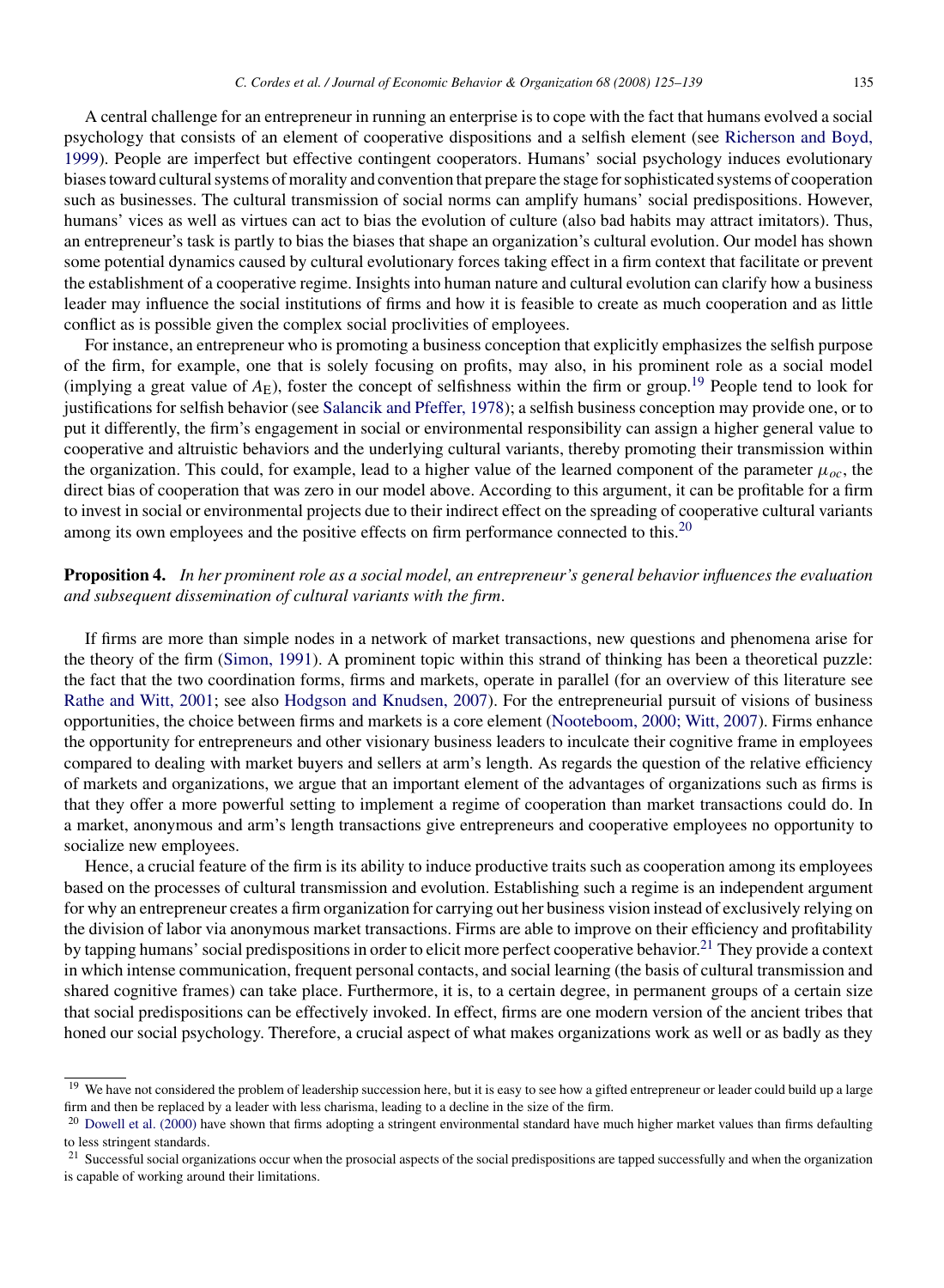A central challenge for an entrepreneur in running an enterprise is to cope with the fact that humans evolved a social psychology that consists of an element of cooperative dispositions and a selfish element (see Richerson and Boyd, 1999). People are imperfect but effective contingent cooperators. Humans' social psychology induces evolutionary biases toward cultural systems of morality and convention that prepare the stage for sophisticated systems of cooperation such as businesses. The cultural transmission of social norms can amplify humans' social predispositions. However, humans' vices as well as virtues can act to bias the evolution of culture (also bad habits may attract imitators). Thus, an entrepreneur's task is partly to bias the biases that shape an organization's cultural evolution. Our model has shown some potential dynamics caused by cultural evolutionary forces taking effect in a firm context that facilitate or prevent the establishment of a cooperative regime. Insights into human nature and cultural evolution can clarify how a business leader may influence the social institutions of firms and how it is feasible to create as much cooperation and as little conflict as is possible given the complex social proclivities of employees.

For instance, an entrepreneur who is promoting a business conception that explicitly emphasizes the selfish purpose of the firm, for example, one that is solely focusing on profits, may also, in his prominent role as a social model (implying a great value of $A_E$), foster the concept of selfishness within the firm or group.[19] People tend to look for justifications for selfish behavior (see Salancik and Pfeffer, 1978); a selfish business conception may provide one, or to put it differently, the firm's engagement in social or environmental responsibility can assign a higher general value to cooperative and altruistic behaviors and the underlying cultural variants, thereby promoting their transmission within the organization. This could, for example, lead to a higher value of the learned component of the parameter $\mu_{oc}$, the direct bias of cooperation that was zero in our model above. According to this argument, it can be profitable for a firm to invest in social or environmental projects due to their indirect effect on the spreading of cooperative cultural variants among its own employees and the positive effects on firm performance connected to this.[20]

**Proposition 4.** *In her prominent role as a social model, an entrepreneur's general behavior influences the evaluation and subsequent dissemination of cultural variants with the firm.*

If firms are more than simple nodes in a network of market transactions, new questions and phenomena arise for the theory of the firm (Simon, 1991). A prominent topic within this strand of thinking has been a theoretical puzzle: the fact that the two coordination forms, firms and markets, operate in parallel (for an overview of this literature see Rathe and Witt, 2001; see also Hodgson and Knudsen, 2007). For the entrepreneurial pursuit of visions of business opportunities, the choice between firms and markets is a core element (Nooteboom, 2000; Witt, 2007). Firms enhance the opportunity for entrepreneurs and other visionary business leaders to inculcate their cognitive frame in employees compared to dealing with market buyers and sellers at arm's length. As regards the question of the relative efficiency of markets and organizations, we argue that an important element of the advantages of organizations such as firms is that they offer a more powerful setting to implement a regime of cooperation than market transactions could do. In a market, anonymous and arm's length transactions give entrepreneurs and cooperative employees no opportunity to socialize new employees.

Hence, a crucial feature of the firm is its ability to induce productive traits such as cooperation among its employees based on the processes of cultural transmission and evolution. Establishing such a regime is an independent argument for why an entrepreneur creates a firm organization for carrying out her business vision instead of exclusively relying on the division of labor via anonymous market transactions. Firms are able to improve on their efficiency and profitability by tapping humans' social predispositions in order to elicit more perfect cooperative behavior.[21] They provide a context in which intense communication, frequent personal contacts, and social learning (the basis of cultural transmission and shared cognitive frames) can take place. Furthermore, it is, to a certain degree, in permanent groups of a certain size that social predispositions can be effectively invoked. In effect, firms are one modern version of the ancient tribes that honed our social psychology. Therefore, a crucial aspect of what makes organizations work as well or as badly as they

[19] We have not considered the problem of leadership succession here, but it is easy to see how a gifted entrepreneur or leader could build up a large firm and then be replaced by a leader with less charisma, leading to a decline in the size of the firm.

[20] Dowell et al. (2000) have shown that firms adopting a stringent environmental standard have much higher market values than firms defaulting to less stringent standards.

[21] Successful social organizations occur when the prosocial aspects of the social predispositions are tapped successfully and when the organization is capable of working around their limitations.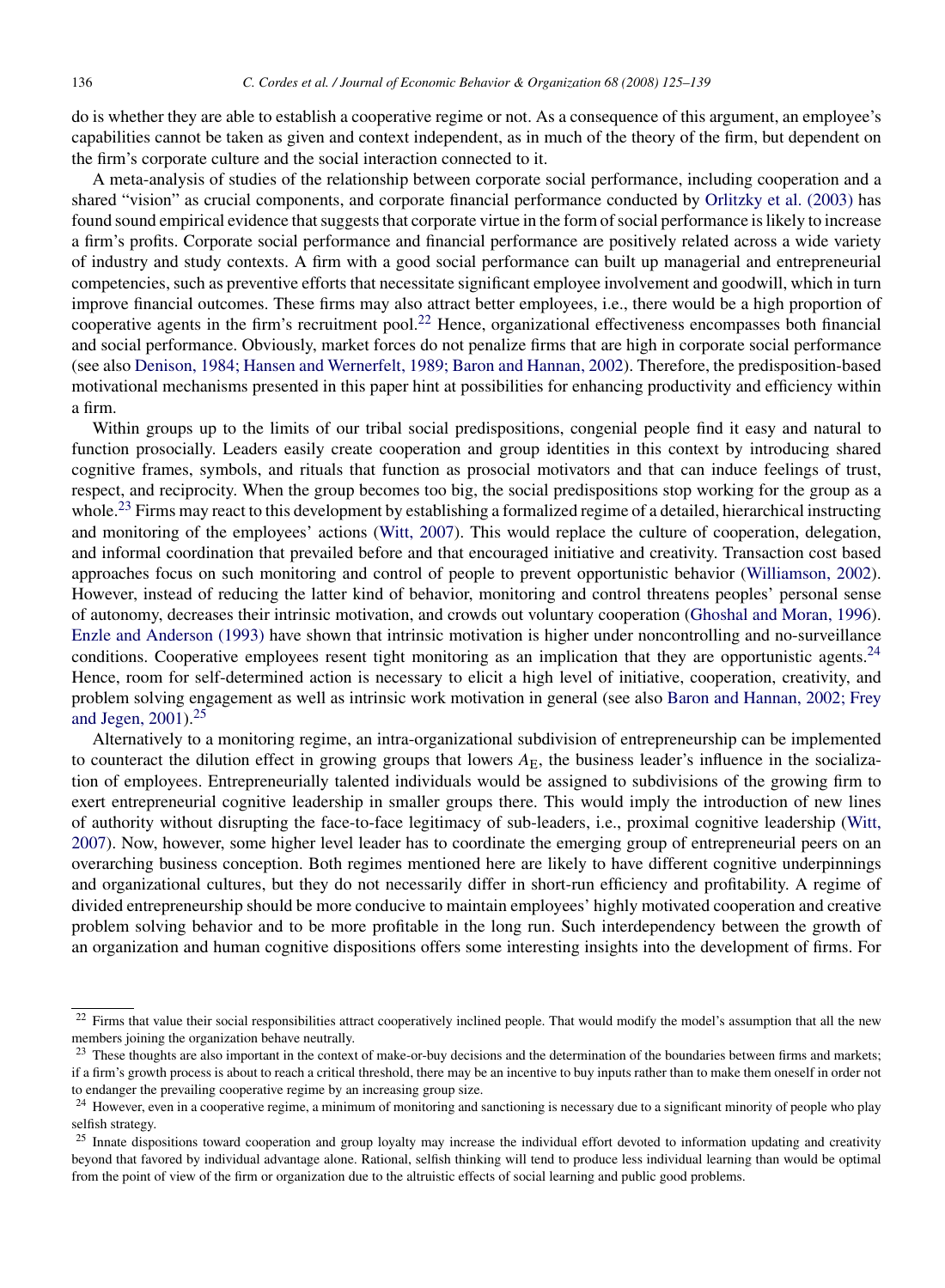do is whether they are able to establish a cooperative regime or not. As a consequence of this argument, an employee's capabilities cannot be taken as given and context independent, as in much of the theory of the firm, but dependent on the firm's corporate culture and the social interaction connected to it.

A meta-analysis of studies of the relationship between corporate social performance, including cooperation and a shared "vision" as crucial components, and corporate financial performance conducted by Orlitzky et al. (2003) has found sound empirical evidence that suggests that corporate virtue in the form of social performance is likely to increase a firm's profits. Corporate social performance and financial performance are positively related across a wide variety of industry and study contexts. A firm with a good social performance can built up managerial and entrepreneurial competencies, such as preventive efforts that necessitate significant employee involvement and goodwill, which in turn improve financial outcomes. These firms may also attract better employees, i.e., there would be a high proportion of cooperative agents in the firm's recruitment pool.[22] Hence, organizational effectiveness encompasses both financial and social performance. Obviously, market forces do not penalize firms that are high in corporate social performance (see also Denison, 1984; Hansen and Wernerfelt, 1989; Baron and Hannan, 2002). Therefore, the predisposition-based motivational mechanisms presented in this paper hint at possibilities for enhancing productivity and efficiency within a firm.

Within groups up to the limits of our tribal social predispositions, congenial people find it easy and natural to function prosocially. Leaders easily create cooperation and group identities in this context by introducing shared cognitive frames, symbols, and rituals that function as prosocial motivators and that can induce feelings of trust, respect, and reciprocity. When the group becomes too big, the social predispositions stop working for the group as a whole.[23] Firms may react to this development by establishing a formalized regime of a detailed, hierarchical instructing and monitoring of the employees' actions (Witt, 2007). This would replace the culture of cooperation, delegation, and informal coordination that prevailed before and that encouraged initiative and creativity. Transaction cost based approaches focus on such monitoring and control of people to prevent opportunistic behavior (Williamson, 2002). However, instead of reducing the latter kind of behavior, monitoring and control threatens peoples' personal sense of autonomy, decreases their intrinsic motivation, and crowds out voluntary cooperation (Ghoshal and Moran, 1996). Enzle and Anderson (1993) have shown that intrinsic motivation is higher under noncontrolling and no-surveillance conditions. Cooperative employees resent tight monitoring as an implication that they are opportunistic agents.[24] Hence, room for self-determined action is necessary to elicit a high level of initiative, cooperation, creativity, and problem solving engagement as well as intrinsic work motivation in general (see also Baron and Hannan, 2002; Frey and Jegen, 2001).[25]

Alternatively to a monitoring regime, an intra-organizational subdivision of entrepreneurship can be implemented to counteract the dilution effect in growing groups that lowers $A_E$, the business leader's influence in the socialization of employees. Entrepreneurially talented individuals would be assigned to subdivisions of the growing firm to exert entrepreneurial cognitive leadership in smaller groups there. This would imply the introduction of new lines of authority without disrupting the face-to-face legitimacy of sub-leaders, i.e., proximal cognitive leadership (Witt, 2007). Now, however, some higher level leader has to coordinate the emerging group of entrepreneurial peers on an overarching business conception. Both regimes mentioned here are likely to have different cognitive underpinnings and organizational cultures, but they do not necessarily differ in short-run efficiency and profitability. A regime of divided entrepreneurship should be more conducive to maintain employees' highly motivated cooperation and creative problem solving behavior and to be more profitable in the long run. Such interdependency between the growth of an organization and human cognitive dispositions offers some interesting insights into the development of firms. For

---

[22] Firms that value their social responsibilities attract cooperatively inclined people. That would modify the model's assumption that all the new members joining the organization behave neutrally.

[23] These thoughts are also important in the context of make-or-buy decisions and the determination of the boundaries between firms and markets; if a firm's growth process is about to reach a critical threshold, there may be an incentive to buy inputs rather than to make them oneself in order not to endanger the prevailing cooperative regime by an increasing group size.

[24] However, even in a cooperative regime, a minimum of monitoring and sanctioning is necessary due to a significant minority of people who play selfish strategy.

[25] Innate dispositions toward cooperation and group loyalty may increase the individual effort devoted to information updating and creativity beyond that favored by individual advantage alone. Rational, selfish thinking will tend to produce less individual learning than would be optimal from the point of view of the firm or organization due to the altruistic effects of social learning and public good problems.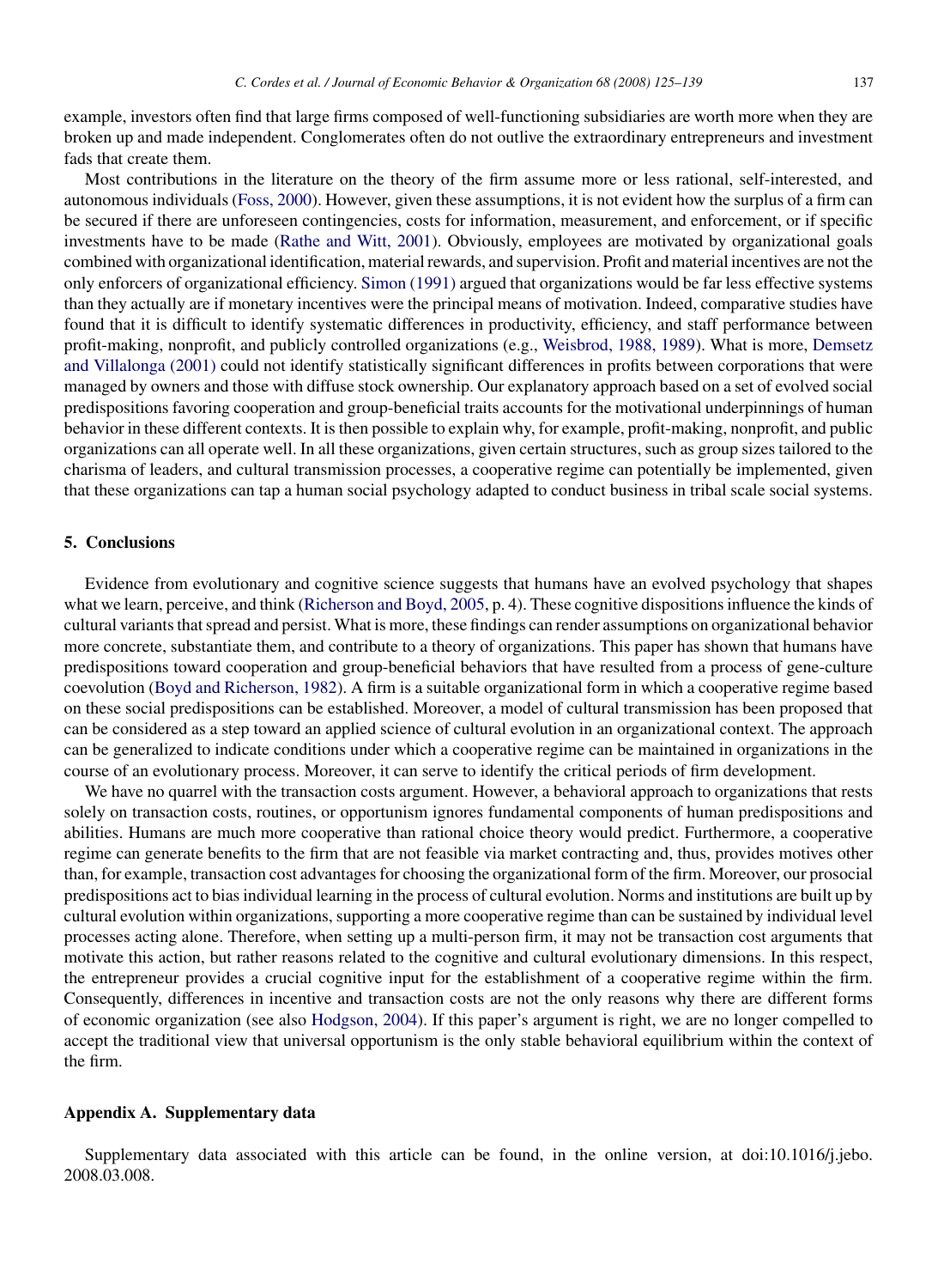example, investors often find that large firms composed of well-functioning subsidiaries are worth more when they are broken up and made independent. Conglomerates often do not outlive the extraordinary entrepreneurs and investment fads that create them.

Most contributions in the literature on the theory of the firm assume more or less rational, self-interested, and autonomous individuals (Foss, 2000). However, given these assumptions, it is not evident how the surplus of a firm can be secured if there are unforeseen contingencies, costs for information, measurement, and enforcement, or if specific investments have to be made (Rathe and Witt, 2001). Obviously, employees are motivated by organizational goals combined with organizational identification, material rewards, and supervision. Profit and material incentives are not the only enforcers of organizational efficiency. Simon (1991) argued that organizations would be far less effective systems than they actually are if monetary incentives were the principal means of motivation. Indeed, comparative studies have found that it is difficult to identify systematic differences in productivity, efficiency, and staff performance between profit-making, nonprofit, and publicly controlled organizations (e.g., Weisbrod, 1988, 1989). What is more, Demsetz and Villalonga (2001) could not identify statistically significant differences in profits between corporations that were managed by owners and those with diffuse stock ownership. Our explanatory approach based on a set of evolved social predispositions favoring cooperation and group-beneficial traits accounts for the motivational underpinnings of human behavior in these different contexts. It is then possible to explain why, for example, profit-making, nonprofit, and public organizations can all operate well. In all these organizations, given certain structures, such as group sizes tailored to the charisma of leaders, and cultural transmission processes, a cooperative regime can potentially be implemented, given that these organizations can tap a human social psychology adapted to conduct business in tribal scale social systems.

## 5. Conclusions

Evidence from evolutionary and cognitive science suggests that humans have an evolved psychology that shapes what we learn, perceive, and think (Richerson and Boyd, 2005, p. 4). These cognitive dispositions influence the kinds of cultural variants that spread and persist. What is more, these findings can render assumptions on organizational behavior more concrete, substantiate them, and contribute to a theory of organizations. This paper has shown that humans have predispositions toward cooperation and group-beneficial behaviors that have resulted from a process of gene-culture coevolution (Boyd and Richerson, 1982). A firm is a suitable organizational form in which a cooperative regime based on these social predispositions can be established. Moreover, a model of cultural transmission has been proposed that can be considered as a step toward an applied science of cultural evolution in an organizational context. The approach can be generalized to indicate conditions under which a cooperative regime can be maintained in organizations in the course of an evolutionary process. Moreover, it can serve to identify the critical periods of firm development.

We have no quarrel with the transaction costs argument. However, a behavioral approach to organizations that rests solely on transaction costs, routines, or opportunism ignores fundamental components of human predispositions and abilities. Humans are much more cooperative than rational choice theory would predict. Furthermore, a cooperative regime can generate benefits to the firm that are not feasible via market contracting and, thus, provides motives other than, for example, transaction cost advantages for choosing the organizational form of the firm. Moreover, our prosocial predispositions act to bias individual learning in the process of cultural evolution. Norms and institutions are built up by cultural evolution within organizations, supporting a more cooperative regime than can be sustained by individual level processes acting alone. Therefore, when setting up a multi-person firm, it may not be transaction cost arguments that motivate this action, but rather reasons related to the cognitive and cultural evolutionary dimensions. In this respect, the entrepreneur provides a crucial cognitive input for the establishment of a cooperative regime within the firm. Consequently, differences in incentive and transaction costs are not the only reasons why there are different forms of economic organization (see also Hodgson, 2004). If this paper's argument is right, we are no longer compelled to accept the traditional view that universal opportunism is the only stable behavioral equilibrium within the context of the firm.

## Appendix A. Supplementary data

Supplementary data associated with this article can be found, in the online version, at doi:10.1016/j.jebo.2008.03.008.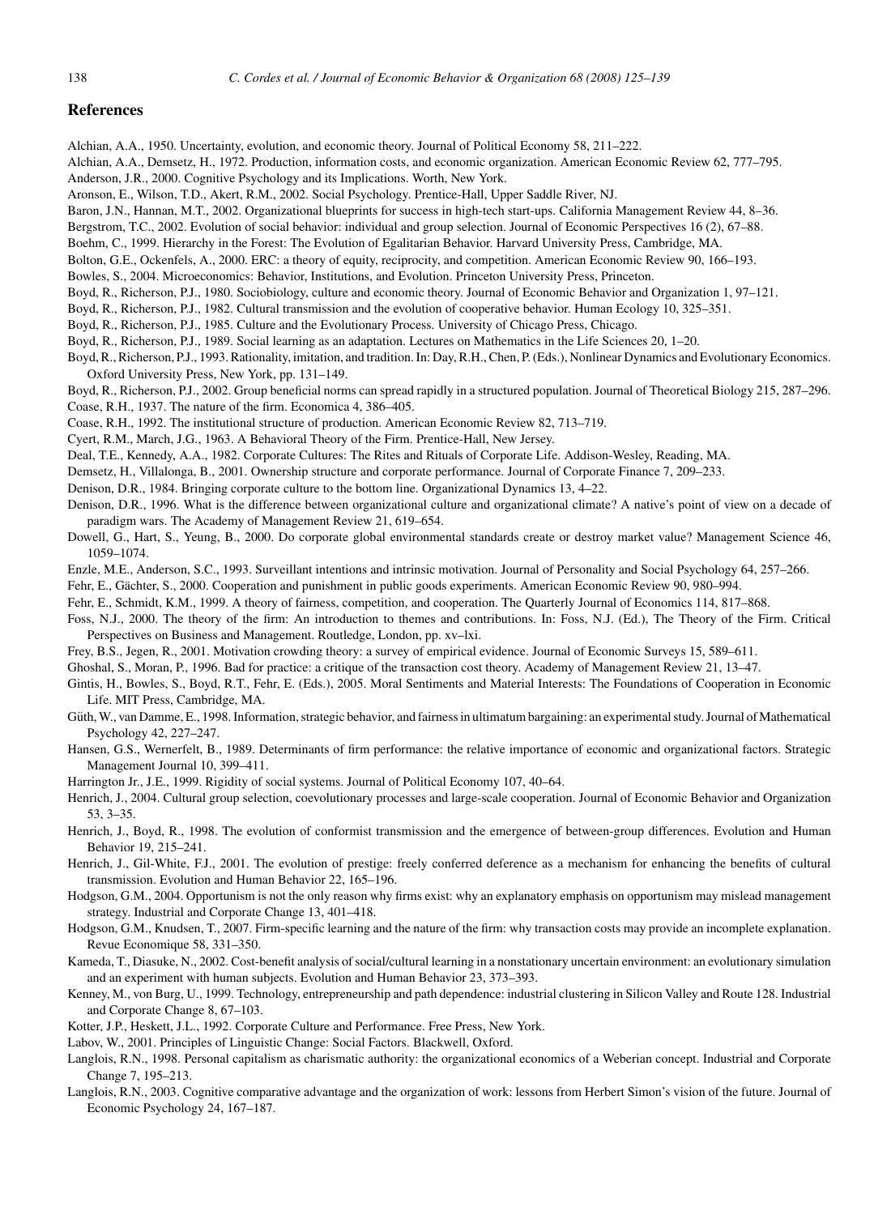## References

Alchian, A.A., 1950. Uncertainty, evolution, and economic theory. Journal of Political Economy 58, 211–222.

Alchian, A.A., Demsetz, H., 1972. Production, information costs, and economic organization. American Economic Review 62, 777–795.

Anderson, J.R., 2000. Cognitive Psychology and its Implications. Worth, New York.

Aronson, E., Wilson, T.D., Akert, R.M., 2002. Social Psychology. Prentice-Hall, Upper Saddle River, NJ.

Baron, J.N., Hannan, M.T., 2002. Organizational blueprints for success in high-tech start-ups. California Management Review 44, 8–36.

Bergstrom, T.C., 2002. Evolution of social behavior: individual and group selection. Journal of Economic Perspectives 16 (2), 67–88.

Boehm, C., 1999. Hierarchy in the Forest: The Evolution of Egalitarian Behavior. Harvard University Press, Cambridge, MA.

Bolton, G.E., Ockenfels, A., 2000. ERC: a theory of equity, reciprocity, and competition. American Economic Review 90, 166–193.

Bowles, S., 2004. Microeconomics: Behavior, Institutions, and Evolution. Princeton University Press, Princeton.

Boyd, R., Richerson, P.J., 1980. Sociobiology, culture and economic theory. Journal of Economic Behavior and Organization 1, 97–121.

Boyd, R., Richerson, P.J., 1982. Cultural transmission and the evolution of cooperative behavior. Human Ecology 10, 325–351.

Boyd, R., Richerson, P.J., 1985. Culture and the Evolutionary Process. University of Chicago Press, Chicago.

Boyd, R., Richerson, P.J., 1989. Social learning as an adaptation. Lectures on Mathematics in the Life Sciences 20, 1–20.

Boyd, R., Richerson, P.J., 1993. Rationality, imitation, and tradition. In: Day, R.H., Chen, P. (Eds.), Nonlinear Dynamics and Evolutionary Economics. Oxford University Press, New York, pp. 131–149.

Boyd, R., Richerson, P.J., 2002. Group beneficial norms can spread rapidly in a structured population. Journal of Theoretical Biology 215, 287–296.

Coase, R.H., 1937. The nature of the firm. Economica 4, 386–405.

Coase, R.H., 1992. The institutional structure of production. American Economic Review 82, 713–719.

Cyert, R.M., March, J.G., 1963. A Behavioral Theory of the Firm. Prentice-Hall, New Jersey.

Deal, T.E., Kennedy, A.A., 1982. Corporate Cultures: The Rites and Rituals of Corporate Life. Addison-Wesley, Reading, MA.

Demsetz, H., Villalonga, B., 2001. Ownership structure and corporate performance. Journal of Corporate Finance 7, 209–233.

Denison, D.R., 1984. Bringing corporate culture to the bottom line. Organizational Dynamics 13, 4–22.

Denison, D.R., 1996. What is the difference between organizational culture and organizational climate? A native's point of view on a decade of paradigm wars. The Academy of Management Review 21, 619–654.

Dowell, G., Hart, S., Yeung, B., 2000. Do corporate global environmental standards create or destroy market value? Management Science 46, 1059–1074.

Enzle, M.E., Anderson, S.C., 1993. Surveillant intentions and intrinsic motivation. Journal of Personality and Social Psychology 64, 257–266.

Fehr, E., Gächter, S., 2000. Cooperation and punishment in public goods experiments. American Economic Review 90, 980–994.

Fehr, E., Schmidt, K.M., 1999. A theory of fairness, competition, and cooperation. The Quarterly Journal of Economics 114, 817–868.

Foss, N.J., 2000. The theory of the firm: An introduction to themes and contributions. In: Foss, N.J. (Ed.), The Theory of the Firm. Critical Perspectives on Business and Management. Routledge, London, pp. xv–lxi.

Frey, B.S., Jegen, R., 2001. Motivation crowding theory: a survey of empirical evidence. Journal of Economic Surveys 15, 589–611.

Ghoshal, S., Moran, P., 1996. Bad for practice: a critique of the transaction cost theory. Academy of Management Review 21, 13–47.

Gintis, H., Bowles, S., Boyd, R.T., Fehr, E. (Eds.), 2005. Moral Sentiments and Material Interests: The Foundations of Cooperation in Economic Life. MIT Press, Cambridge, MA.

Güth, W., van Damme, E., 1998. Information, strategic behavior, and fairness in ultimatum bargaining: an experimental study. Journal of Mathematical Psychology 42, 227–247.

Hansen, G.S., Wernerfelt, B., 1989. Determinants of firm performance: the relative importance of economic and organizational factors. Strategic Management Journal 10, 399–411.

Harrington Jr., J.E., 1999. Rigidity of social systems. Journal of Political Economy 107, 40–64.

Henrich, J., 2004. Cultural group selection, coevolutionary processes and large-scale cooperation. Journal of Economic Behavior and Organization 53, 3–35.

Henrich, J., Boyd, R., 1998. The evolution of conformist transmission and the emergence of between-group differences. Evolution and Human Behavior 19, 215–241.

Henrich, J., Gil-White, F.J., 2001. The evolution of prestige: freely conferred deference as a mechanism for enhancing the benefits of cultural transmission. Evolution and Human Behavior 22, 165–196.

Hodgson, G.M., 2004. Opportunism is not the only reason why firms exist: why an explanatory emphasis on opportunism may mislead management strategy. Industrial and Corporate Change 13, 401–418.

Hodgson, G.M., Knudsen, T., 2007. Firm-specific learning and the nature of the firm: why transaction costs may provide an incomplete explanation. Revue Economique 58, 331–350.

Kameda, T., Diasuke, N., 2002. Cost-benefit analysis of social/cultural learning in a nonstationary uncertain environment: an evolutionary simulation and an experiment with human subjects. Evolution and Human Behavior 23, 373–393.

Kenney, M., von Burg, U., 1999. Technology, entrepreneurship and path dependence: industrial clustering in Silicon Valley and Route 128. Industrial and Corporate Change 8, 67–103.

Kotter, J.P., Heskett, J.L., 1992. Corporate Culture and Performance. Free Press, New York.

Labov, W., 2001. Principles of Linguistic Change: Social Factors. Blackwell, Oxford.

Langlois, R.N., 1998. Personal capitalism as charismatic authority: the organizational economics of a Weberian concept. Industrial and Corporate Change 7, 195–213.

Langlois, R.N., 2003. Cognitive comparative advantage and the organization of work: lessons from Herbert Simon's vision of the future. Journal of Economic Psychology 24, 167–187.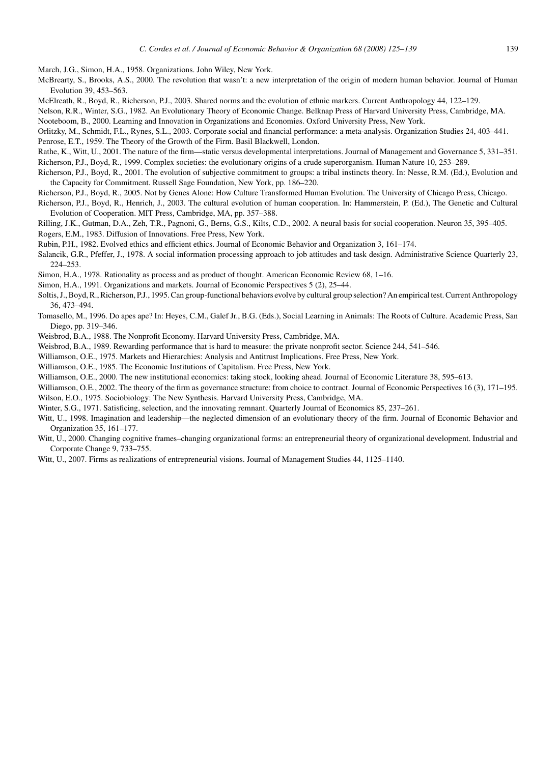March, J.G., Simon, H.A., 1958. Organizations. John Wiley, New York.

McBrearty, S., Brooks, A.S., 2000. The revolution that wasn't: a new interpretation of the origin of modern human behavior. Journal of Human Evolution 39, 453–563.

McElreath, R., Boyd, R., Richerson, P.J., 2003. Shared norms and the evolution of ethnic markers. Current Anthropology 44, 122–129.

Nelson, R.R., Winter, S.G., 1982. An Evolutionary Theory of Economic Change. Belknap Press of Harvard University Press, Cambridge, MA.

Nooteboom, B., 2000. Learning and Innovation in Organizations and Economies. Oxford University Press, New York.

Orlitzky, M., Schmidt, F.L., Rynes, S.L., 2003. Corporate social and financial performance: a meta-analysis. Organization Studies 24, 403–441.

Penrose, E.T., 1959. The Theory of the Growth of the Firm. Basil Blackwell, London.

Rathe, K., Witt, U., 2001. The nature of the firm—static versus developmental interpretations. Journal of Management and Governance 5, 331–351.

Richerson, P.J., Boyd, R., 1999. Complex societies: the evolutionary origins of a crude superorganism. Human Nature 10, 253–289.

Richerson, P.J., Boyd, R., 2001. The evolution of subjective commitment to groups: a tribal instincts theory. In: Nesse, R.M. (Ed.), Evolution and the Capacity for Commitment. Russell Sage Foundation, New York, pp. 186–220.

Richerson, P.J., Boyd, R., 2005. Not by Genes Alone: How Culture Transformed Human Evolution. The University of Chicago Press, Chicago.

Richerson, P.J., Boyd, R., Henrich, J., 2003. The cultural evolution of human cooperation. In: Hammerstein, P. (Ed.), The Genetic and Cultural Evolution of Cooperation. MIT Press, Cambridge, MA, pp. 357–388.

Rilling, J.K., Gutman, D.A., Zeh, T.R., Pagnoni, G., Berns, G.S., Kilts, C.D., 2002. A neural basis for social cooperation. Neuron 35, 395–405.

Rogers, E.M., 1983. Diffusion of Innovations. Free Press, New York.

Rubin, P.H., 1982. Evolved ethics and efficient ethics. Journal of Economic Behavior and Organization 3, 161–174.

Salancik, G.R., Pfeffer, J., 1978. A social information processing approach to job attitudes and task design. Administrative Science Quarterly 23, 224–253.

Simon, H.A., 1978. Rationality as process and as product of thought. American Economic Review 68, 1–16.

Simon, H.A., 1991. Organizations and markets. Journal of Economic Perspectives 5 (2), 25–44.

Soltis, J., Boyd, R., Richerson, P.J., 1995. Can group-functional behaviors evolve by cultural group selection? An empirical test. Current Anthropology 36, 473–494.

Tomasello, M., 1996. Do apes ape? In: Heyes, C.M., Galef Jr., B.G. (Eds.), Social Learning in Animals: The Roots of Culture. Academic Press, San Diego, pp. 319–346.

Weisbrod, B.A., 1988. The Nonprofit Economy. Harvard University Press, Cambridge, MA.

Weisbrod, B.A., 1989. Rewarding performance that is hard to measure: the private nonprofit sector. Science 244, 541–546.

Williamson, O.E., 1975. Markets and Hierarchies: Analysis and Antitrust Implications. Free Press, New York.

Williamson, O.E., 1985. The Economic Institutions of Capitalism. Free Press, New York.

Williamson, O.E., 2000. The new institutional economics: taking stock, looking ahead. Journal of Economic Literature 38, 595–613.

Williamson, O.E., 2002. The theory of the firm as governance structure: from choice to contract. Journal of Economic Perspectives 16 (3), 171–195.

Wilson, E.O., 1975. Sociobiology: The New Synthesis. Harvard University Press, Cambridge, MA.

Winter, S.G., 1971. Satisficing, selection, and the innovating remnant. Quarterly Journal of Economics 85, 237–261.

Witt, U., 1998. Imagination and leadership—the neglected dimension of an evolutionary theory of the firm. Journal of Economic Behavior and Organization 35, 161–177.

Witt, U., 2000. Changing cognitive frames–changing organizational forms: an entrepreneurial theory of organizational development. Industrial and Corporate Change 9, 733–755.

Witt, U., 2007. Firms as realizations of entrepreneurial visions. Journal of Management Studies 44, 1125–1140.